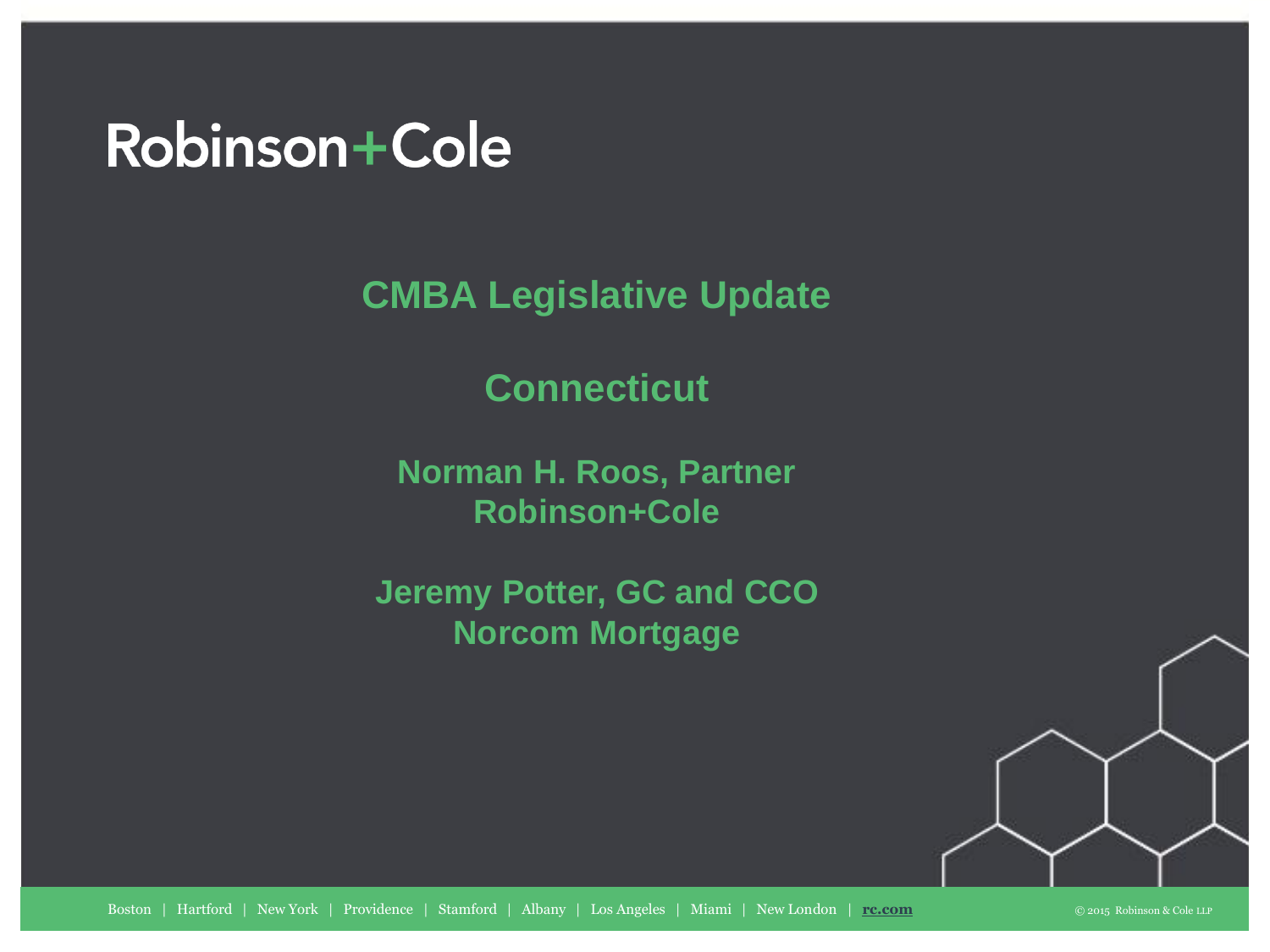Robinson+Cole

# CMBA Legislative Update

## Connecticut

**Norman H. Roos, Partner**
**Robinson+Cole**

**Jeremy Potter, GC and CCO**
**Norcom Mortgage**

Boston | Hartford | New York | Providence | Stamford | Albany | Los Angeles | Miami | New London | rc.com

© 2015 Robinson & Cole LLP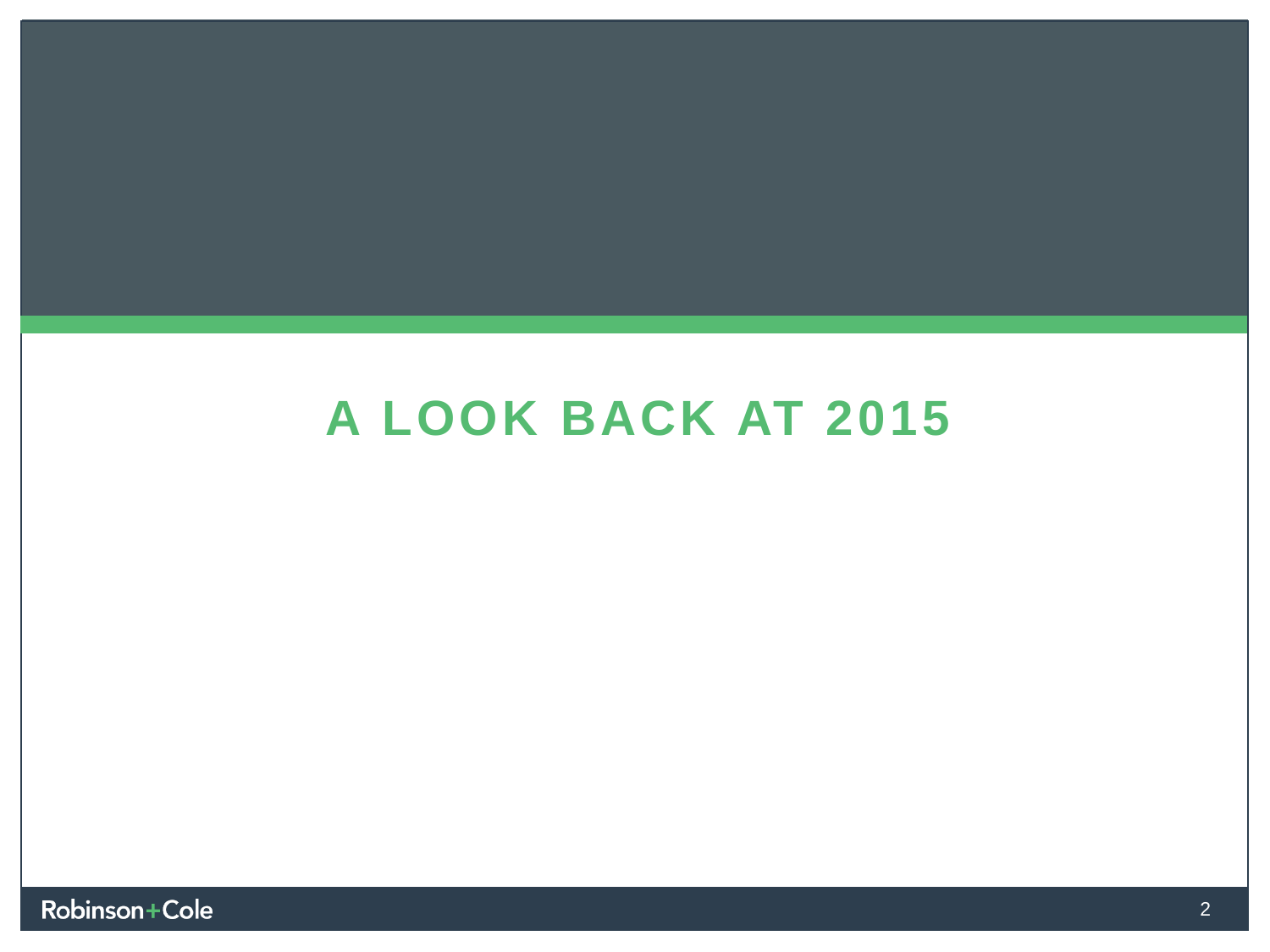# A LOOK BACK AT 2015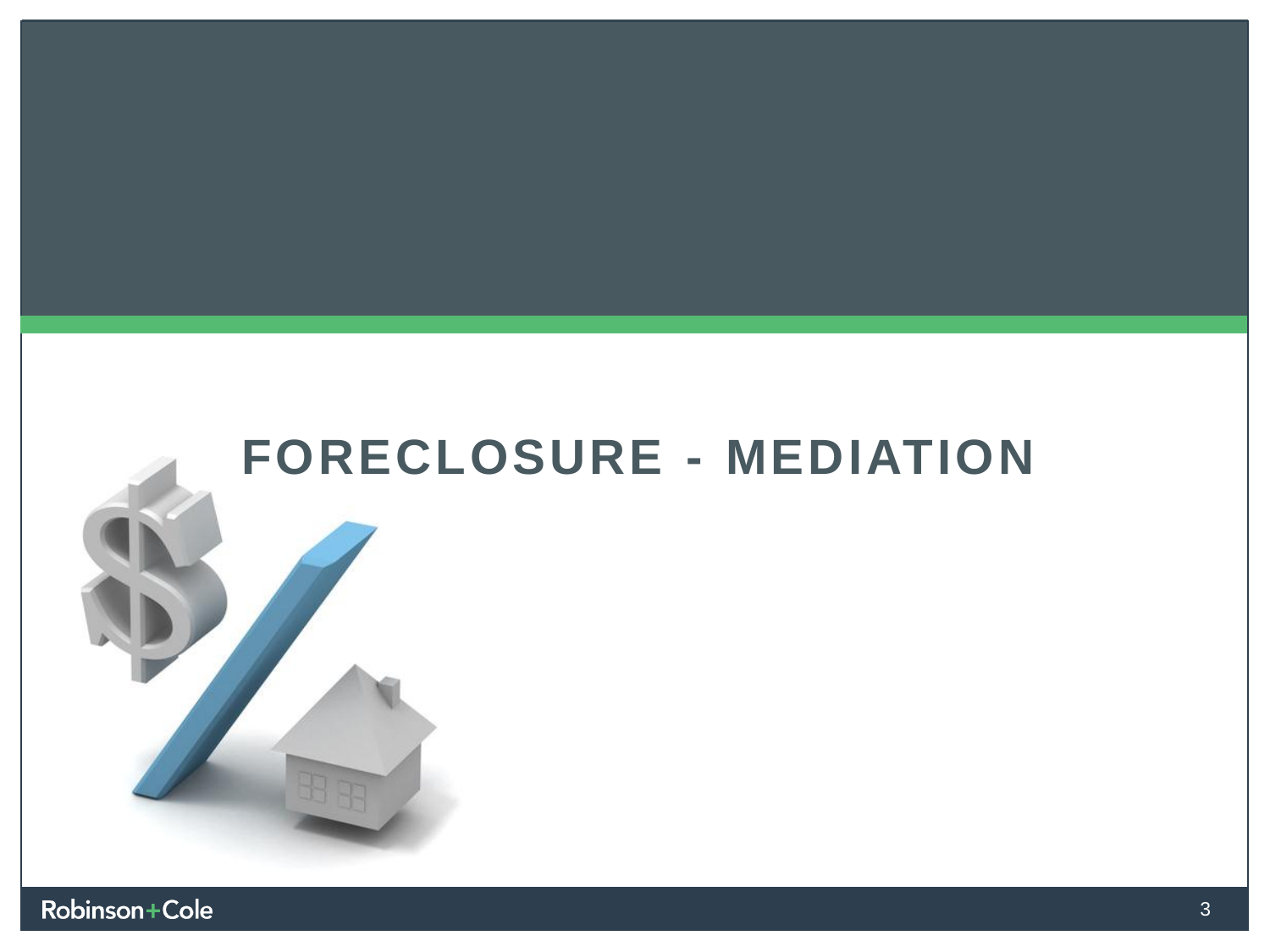# FORECLOSURE - MEDIATION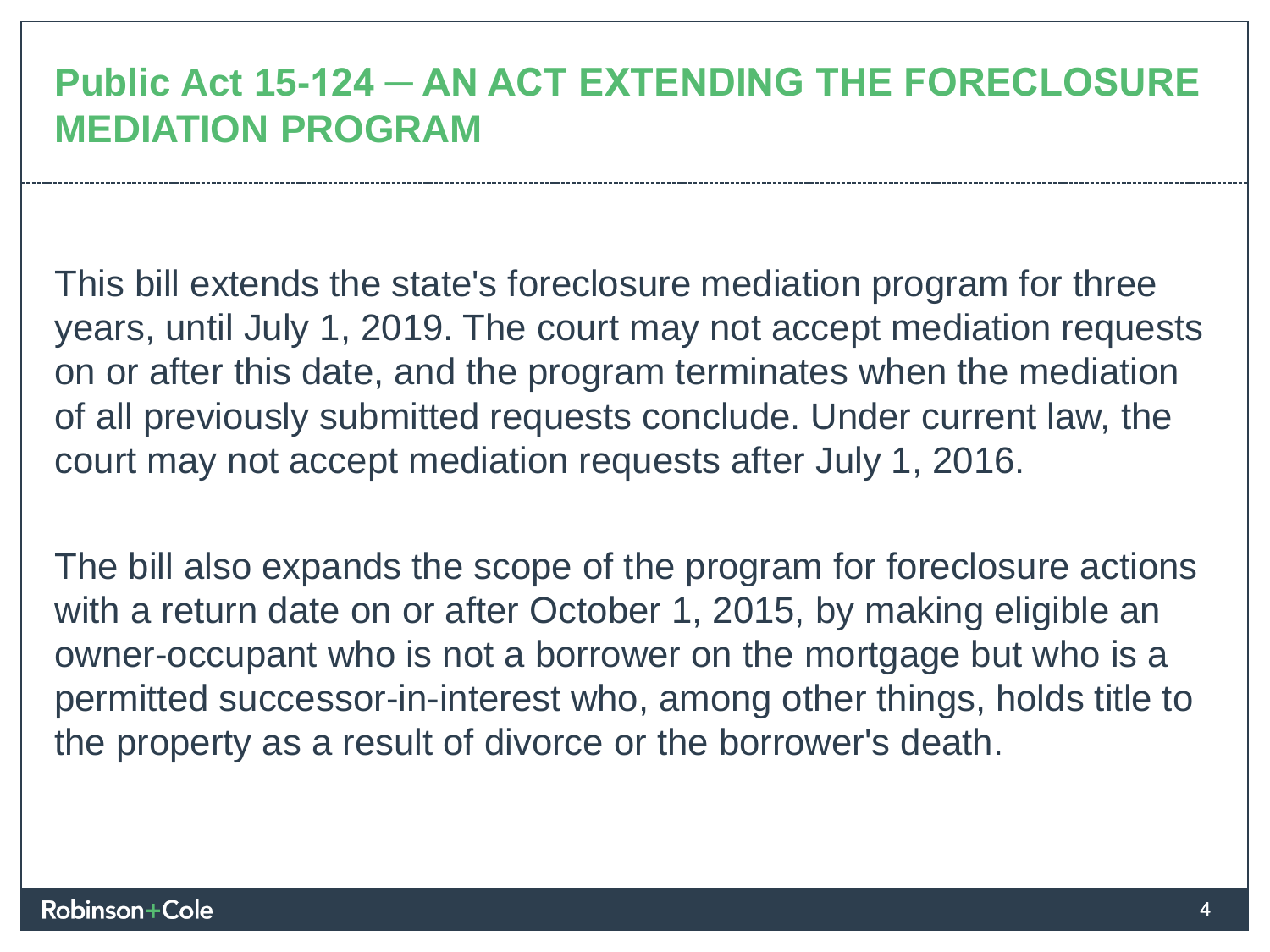## Public Act 15-124 – AN ACT EXTENDING THE FORECLOSURE MEDIATION PROGRAM

This bill extends the state's foreclosure mediation program for three years, until July 1, 2019. The court may not accept mediation requests on or after this date, and the program terminates when the mediation of all previously submitted requests conclude. Under current law, the court may not accept mediation requests after July 1, 2016.

The bill also expands the scope of the program for foreclosure actions with a return date on or after October 1, 2015, by making eligible an owner-occupant who is not a borrower on the mortgage but who is a permitted successor-in-interest who, among other things, holds title to the property as a result of divorce or the borrower's death.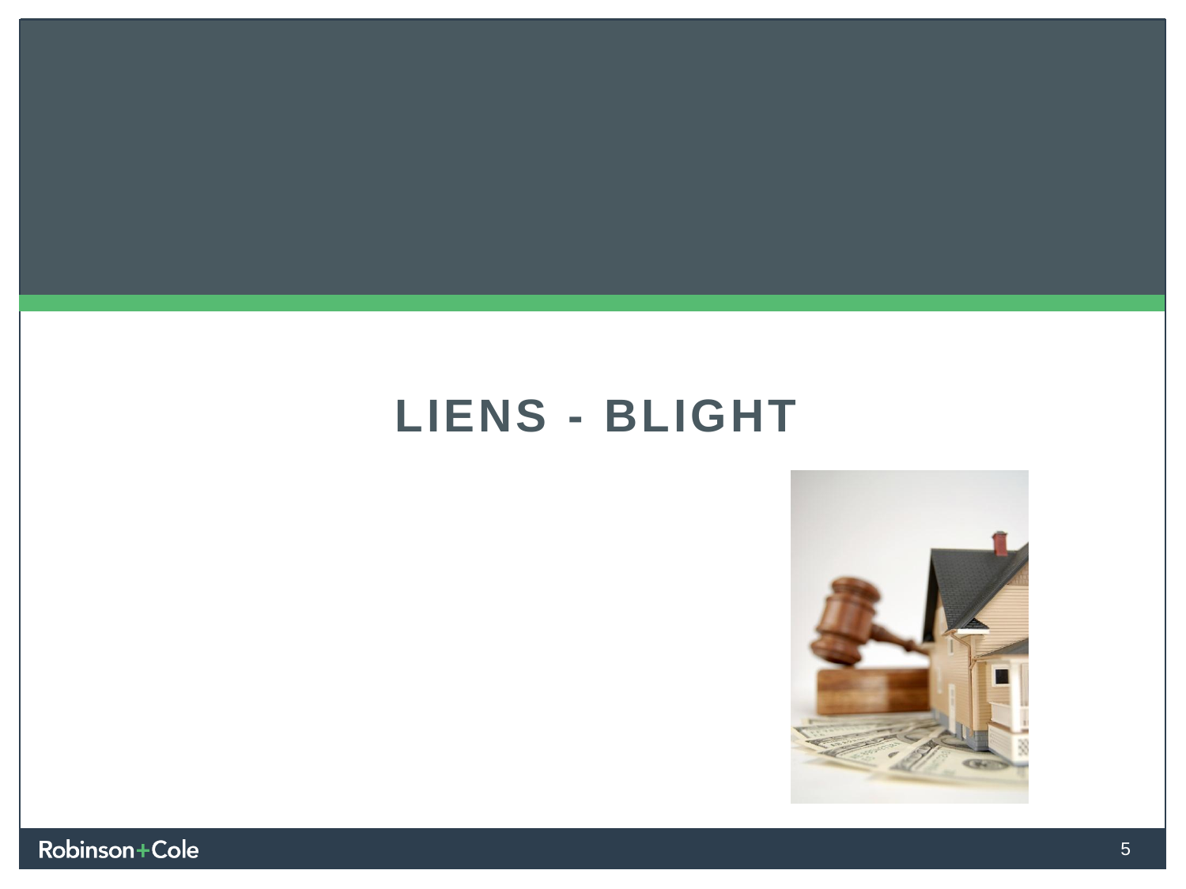# LIENS - BLIGHT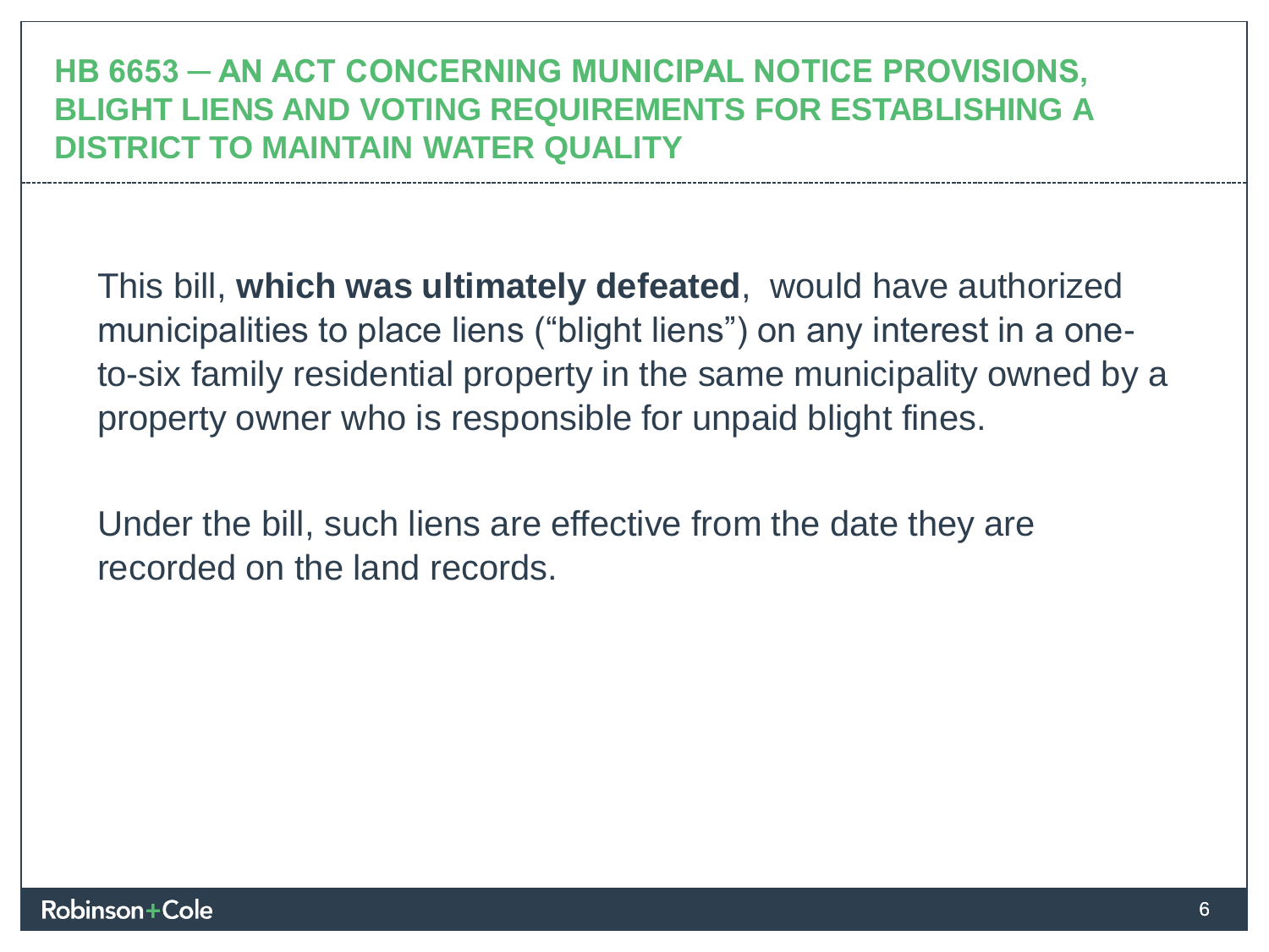## HB 6653 – AN ACT CONCERNING MUNICIPAL NOTICE PROVISIONS, BLIGHT LIENS AND VOTING REQUIREMENTS FOR ESTABLISHING A DISTRICT TO MAINTAIN WATER QUALITY

This bill, **which was ultimately defeated**, would have authorized municipalities to place liens ("blight liens") on any interest in a one-to-six family residential property in the same municipality owned by a property owner who is responsible for unpaid blight fines.

Under the bill, such liens are effective from the date they are recorded on the land records.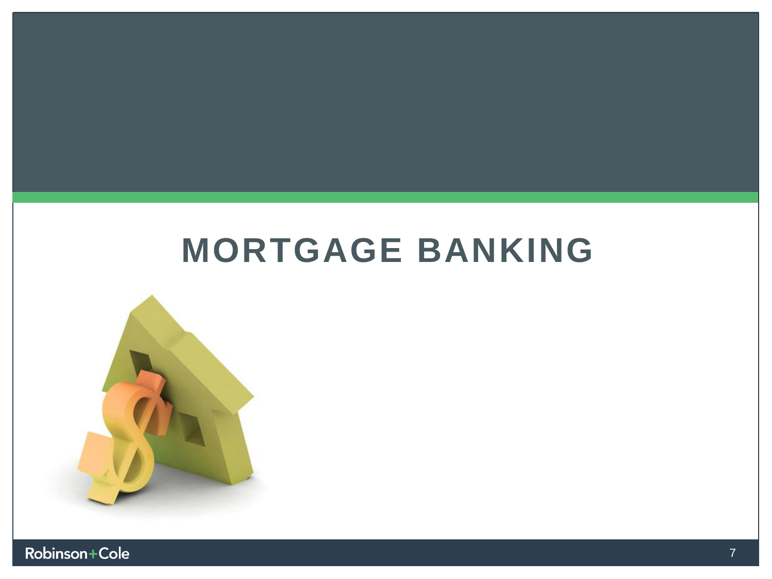# MORTGAGE BANKING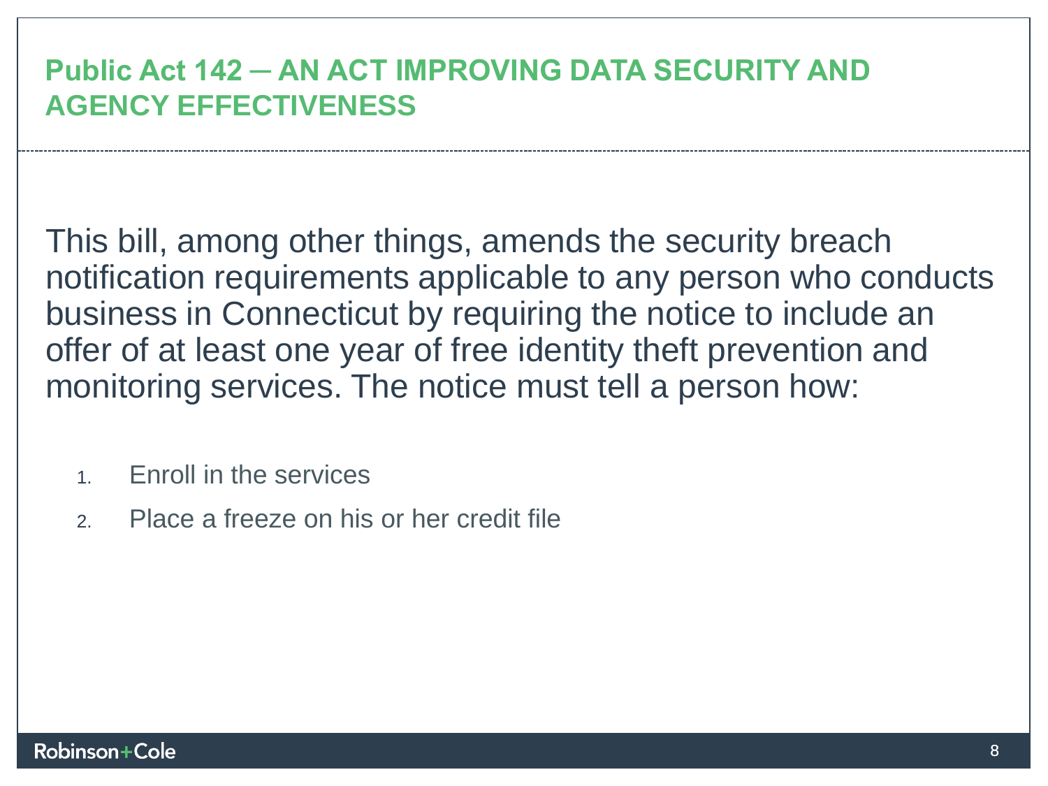## Public Act 142 – AN ACT IMPROVING DATA SECURITY AND AGENCY EFFECTIVENESS

This bill, among other things, amends the security breach notification requirements applicable to any person who conducts business in Connecticut by requiring the notice to include an offer of at least one year of free identity theft prevention and monitoring services. The notice must tell a person how:

1. Enroll in the services
2. Place a freeze on his or her credit file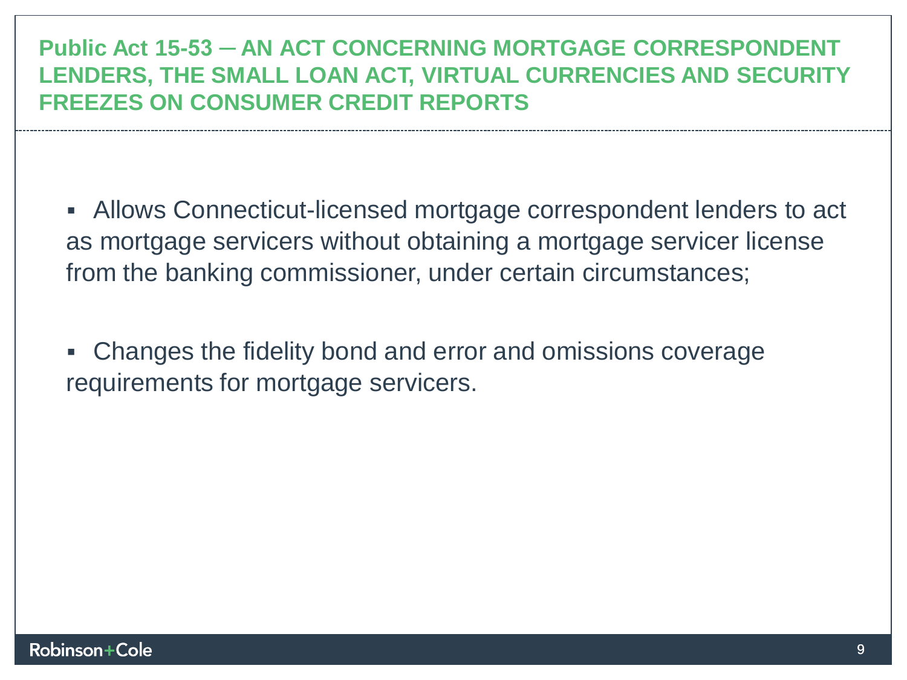## Public Act 15-53 – AN ACT CONCERNING MORTGAGE CORRESPONDENT LENDERS, THE SMALL LOAN ACT, VIRTUAL CURRENCIES AND SECURITY FREEZES ON CONSUMER CREDIT REPORTS

- Allows Connecticut-licensed mortgage correspondent lenders to act as mortgage servicers without obtaining a mortgage servicer license from the banking commissioner, under certain circumstances;

- Changes the fidelity bond and error and omissions coverage requirements for mortgage servicers.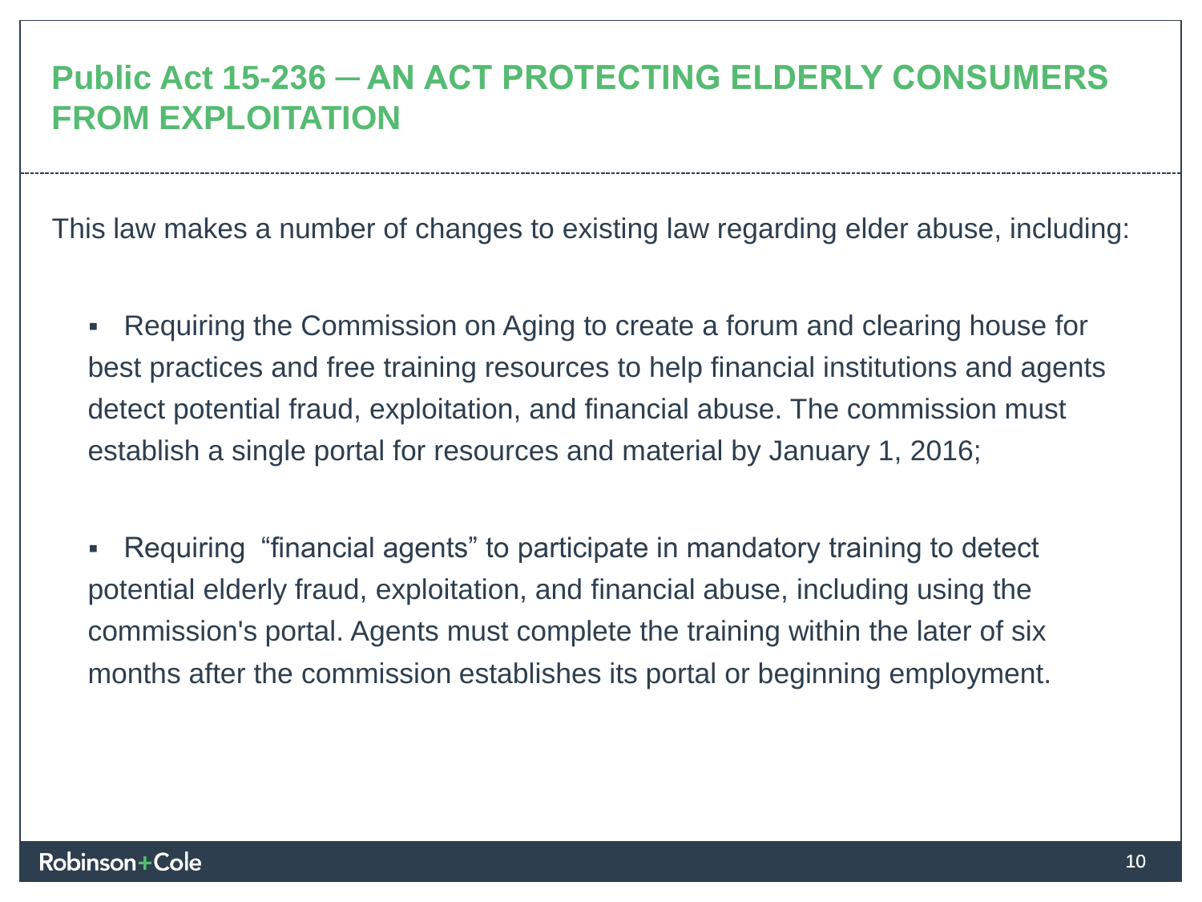# Public Act 15-236 — AN ACT PROTECTING ELDERLY CONSUMERS FROM EXPLOITATION

This law makes a number of changes to existing law regarding elder abuse, including:

- Requiring the Commission on Aging to create a forum and clearing house for best practices and free training resources to help financial institutions and agents detect potential fraud, exploitation, and financial abuse. The commission must establish a single portal for resources and material by January 1, 2016;

- Requiring "financial agents" to participate in mandatory training to detect potential elderly fraud, exploitation, and financial abuse, including using the commission's portal. Agents must complete the training within the later of six months after the commission establishes its portal or beginning employment.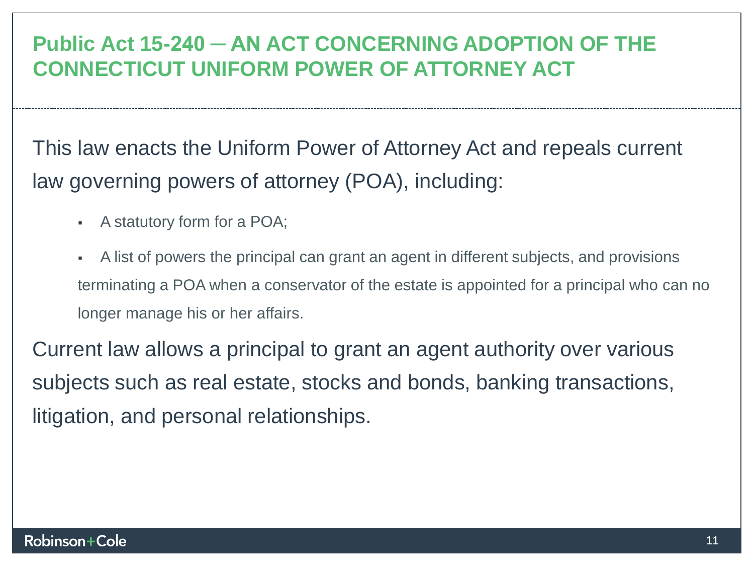## Public Act 15-240 ─ AN ACT CONCERNING ADOPTION OF THE CONNECTICUT UNIFORM POWER OF ATTORNEY ACT

This law enacts the Uniform Power of Attorney Act and repeals current law governing powers of attorney (POA), including:

- A statutory form for a POA;
- A list of powers the principal can grant an agent in different subjects, and provisions terminating a POA when a conservator of the estate is appointed for a principal who can no longer manage his or her affairs.

Current law allows a principal to grant an agent authority over various subjects such as real estate, stocks and bonds, banking transactions, litigation, and personal relationships.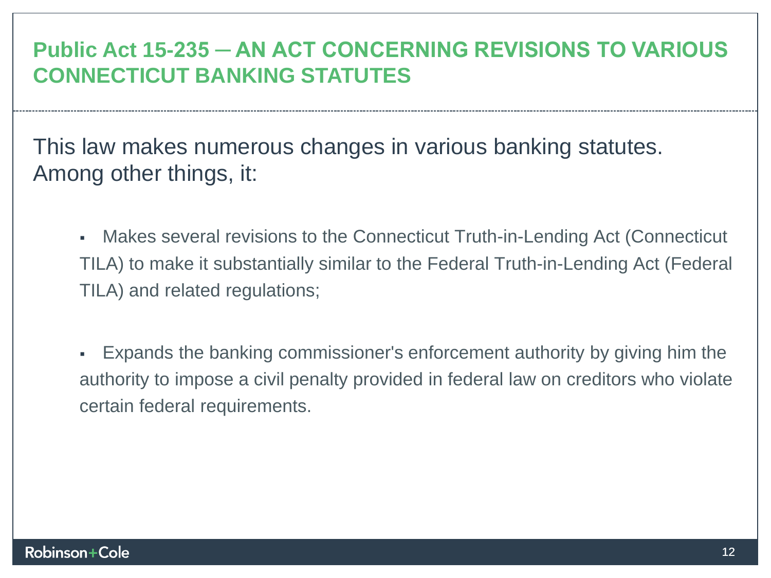## Public Act 15-235 — AN ACT CONCERNING REVISIONS TO VARIOUS CONNECTICUT BANKING STATUTES

This law makes numerous changes in various banking statutes. Among other things, it:

- Makes several revisions to the Connecticut Truth-in-Lending Act (Connecticut TILA) to make it substantially similar to the Federal Truth-in-Lending Act (Federal TILA) and related regulations;

- Expands the banking commissioner's enforcement authority by giving him the authority to impose a civil penalty provided in federal law on creditors who violate certain federal requirements.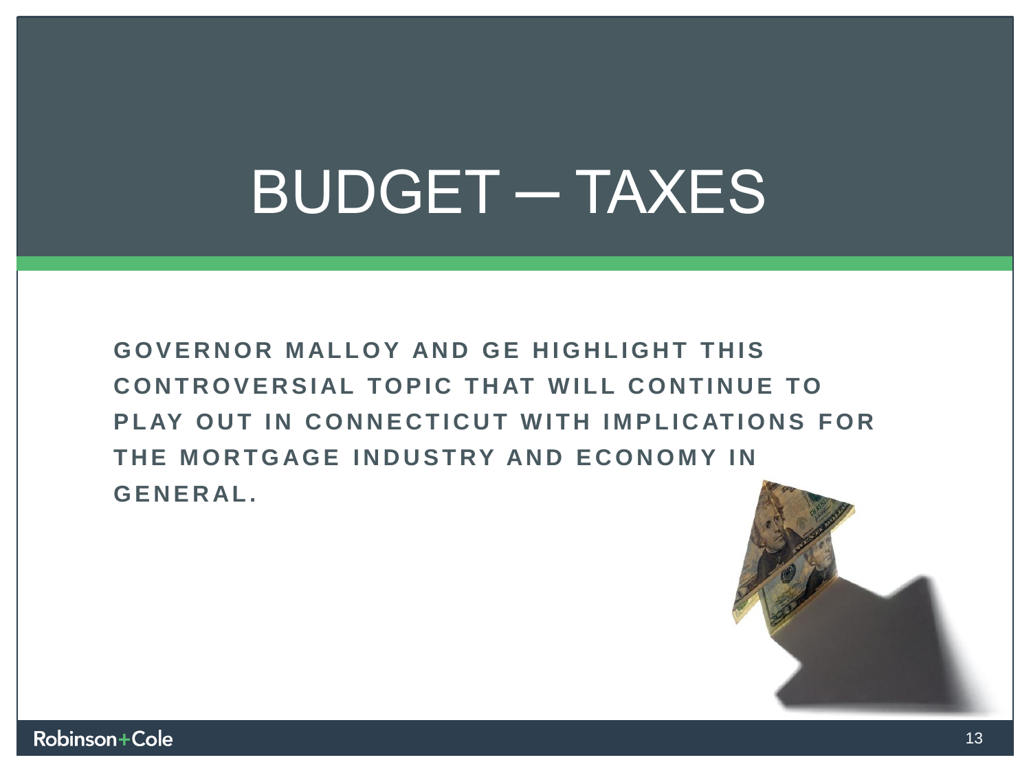# BUDGET – TAXES

**GOVERNOR MALLOY AND GE HIGHLIGHT THIS CONTROVERSIAL TOPIC THAT WILL CONTINUE TO PLAY OUT IN CONNECTICUT WITH IMPLICATIONS FOR THE MORTGAGE INDUSTRY AND ECONOMY IN GENERAL.**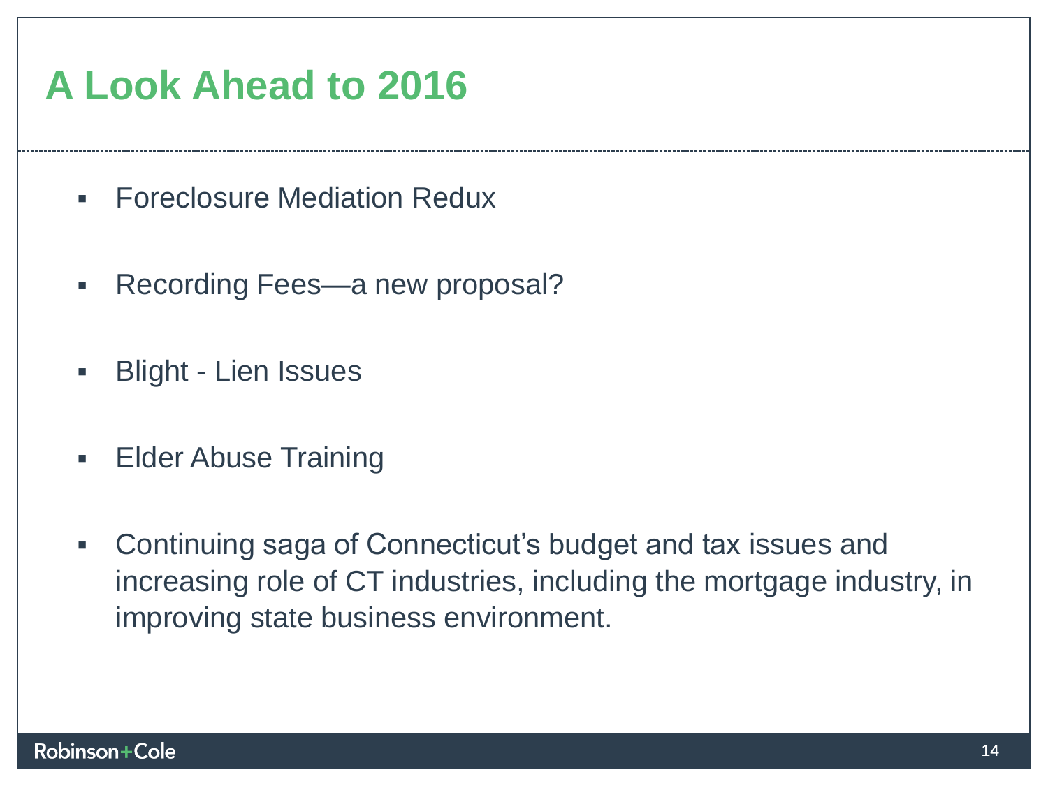# A Look Ahead to 2016

- Foreclosure Mediation Redux
- Recording Fees—a new proposal?
- Blight - Lien Issues
- Elder Abuse Training
- Continuing saga of Connecticut's budget and tax issues and increasing role of CT industries, including the mortgage industry, in improving state business environment.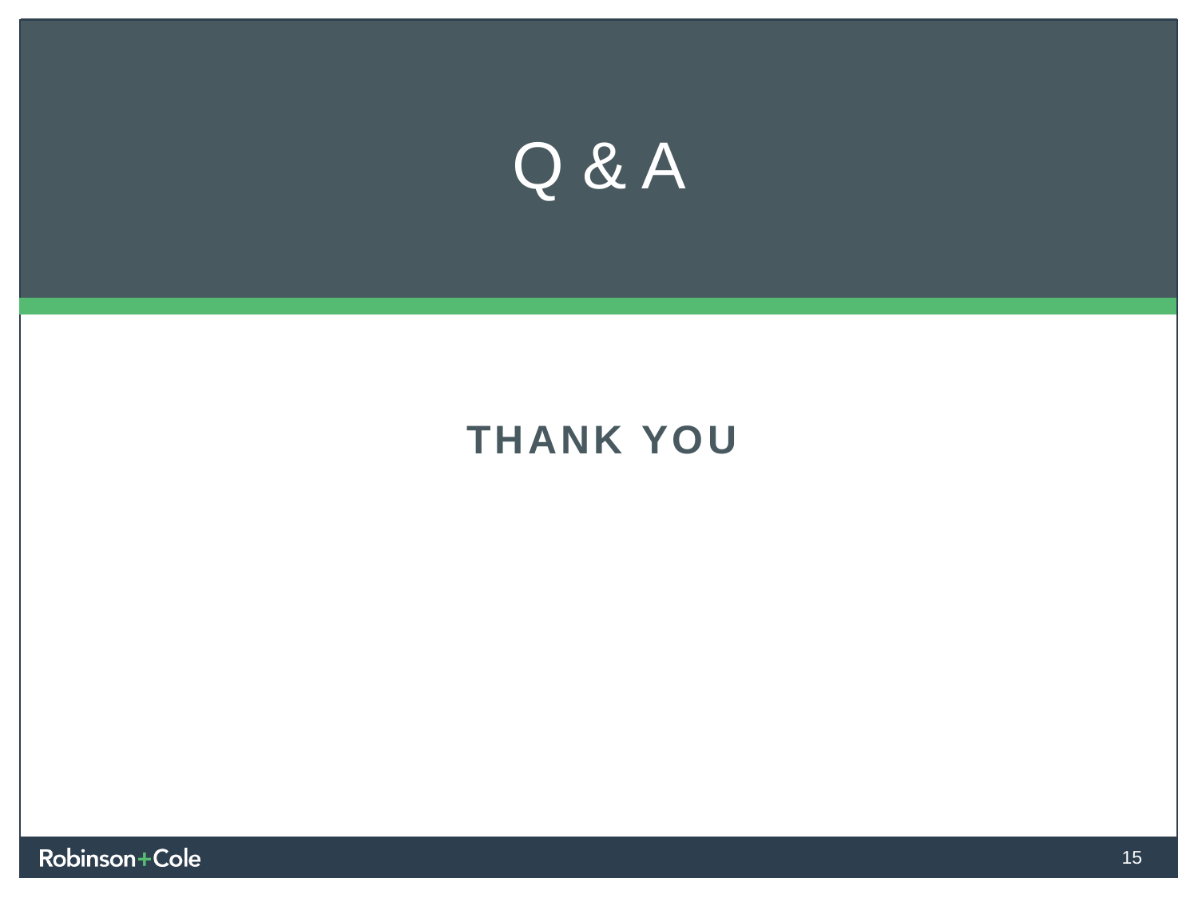# Q & A

**THANK YOU**